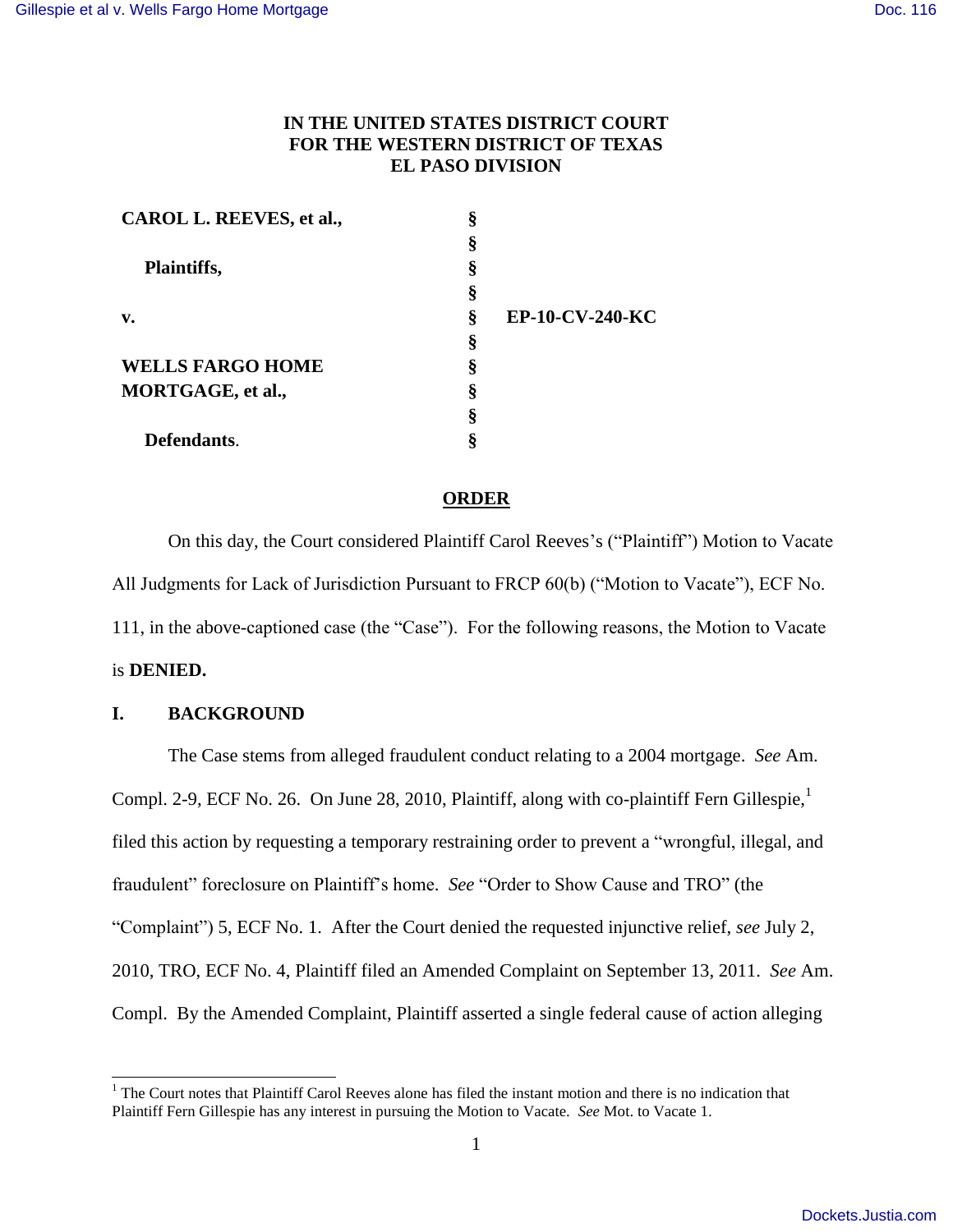**IN THE UNITED STATES DISTRICT COURT**
**FOR THE WESTERN DISTRICT OF TEXAS**
**EL PASO DIVISION**

| | | |
|---|---|---|
| **CAROL L. REEVES, et al.,** | § | |
| | § | |
| **Plaintiffs,** | § | |
| | § | |
| **v.** | § | **EP-10-CV-240-KC** |
| | § | |
| **WELLS FARGO HOME MORTGAGE, et al.,** | § | |
| | § | |
| | § | |
| **Defendants**. | § | |

## **ORDER**

On this day, the Court considered Plaintiff Carol Reeves's ("Plaintiff") Motion to Vacate All Judgments for Lack of Jurisdiction Pursuant to FRCP 60(b) ("Motion to Vacate"), ECF No. 111, in the above-captioned case (the "Case"). For the following reasons, the Motion to Vacate is **DENIED.**

## **I. BACKGROUND**

The Case stems from alleged fraudulent conduct relating to a 2004 mortgage. *See* Am. Compl. 2-9, ECF No. 26. On June 28, 2010, Plaintiff, along with co-plaintiff Fern Gillespie,[1] filed this action by requesting a temporary restraining order to prevent a "wrongful, illegal, and fraudulent" foreclosure on Plaintiff's home. *See* "Order to Show Cause and TRO" (the "Complaint") 5, ECF No. 1. After the Court denied the requested injunctive relief, *see* July 2, 2010, TRO, ECF No. 4, Plaintiff filed an Amended Complaint on September 13, 2011. *See* Am. Compl. By the Amended Complaint, Plaintiff asserted a single federal cause of action alleging

[1] The Court notes that Plaintiff Carol Reeves alone has filed the instant motion and there is no indication that Plaintiff Fern Gillespie has any interest in pursuing the Motion to Vacate. *See* Mot. to Vacate 1.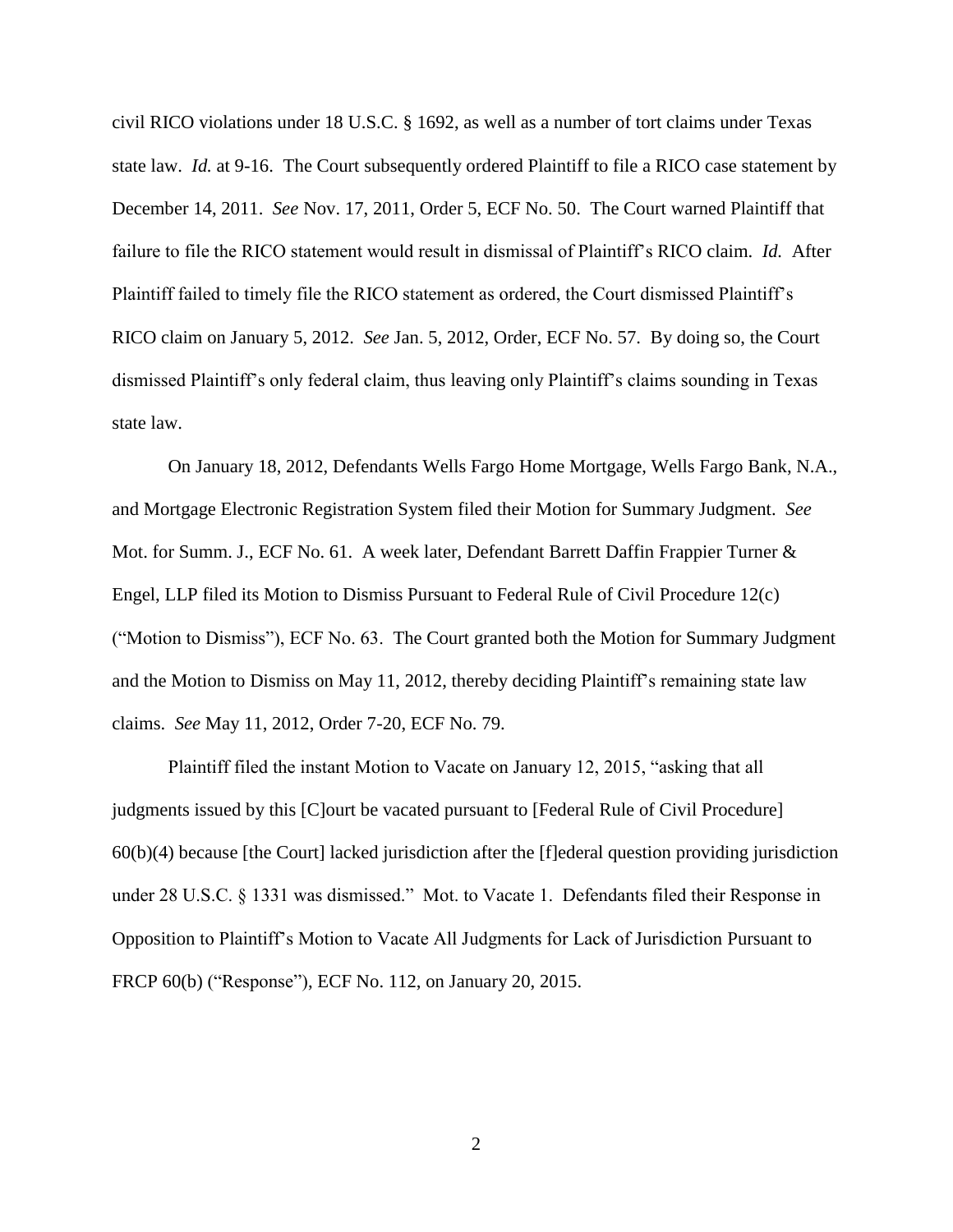civil RICO violations under 18 U.S.C. § 1692, as well as a number of tort claims under Texas state law. *Id.* at 9-16. The Court subsequently ordered Plaintiff to file a RICO case statement by December 14, 2011. *See* Nov. 17, 2011, Order 5, ECF No. 50. The Court warned Plaintiff that failure to file the RICO statement would result in dismissal of Plaintiff's RICO claim. *Id.* After Plaintiff failed to timely file the RICO statement as ordered, the Court dismissed Plaintiff's RICO claim on January 5, 2012. *See* Jan. 5, 2012, Order, ECF No. 57. By doing so, the Court dismissed Plaintiff's only federal claim, thus leaving only Plaintiff's claims sounding in Texas state law.

On January 18, 2012, Defendants Wells Fargo Home Mortgage, Wells Fargo Bank, N.A., and Mortgage Electronic Registration System filed their Motion for Summary Judgment. *See* Mot. for Summ. J., ECF No. 61. A week later, Defendant Barrett Daffin Frappier Turner & Engel, LLP filed its Motion to Dismiss Pursuant to Federal Rule of Civil Procedure 12(c) ("Motion to Dismiss"), ECF No. 63. The Court granted both the Motion for Summary Judgment and the Motion to Dismiss on May 11, 2012, thereby deciding Plaintiff's remaining state law claims. *See* May 11, 2012, Order 7-20, ECF No. 79.

Plaintiff filed the instant Motion to Vacate on January 12, 2015, "asking that all judgments issued by this [C]ourt be vacated pursuant to [Federal Rule of Civil Procedure] 60(b)(4) because [the Court] lacked jurisdiction after the [f]ederal question providing jurisdiction under 28 U.S.C. § 1331 was dismissed." Mot. to Vacate 1. Defendants filed their Response in Opposition to Plaintiff's Motion to Vacate All Judgments for Lack of Jurisdiction Pursuant to FRCP 60(b) ("Response"), ECF No. 112, on January 20, 2015.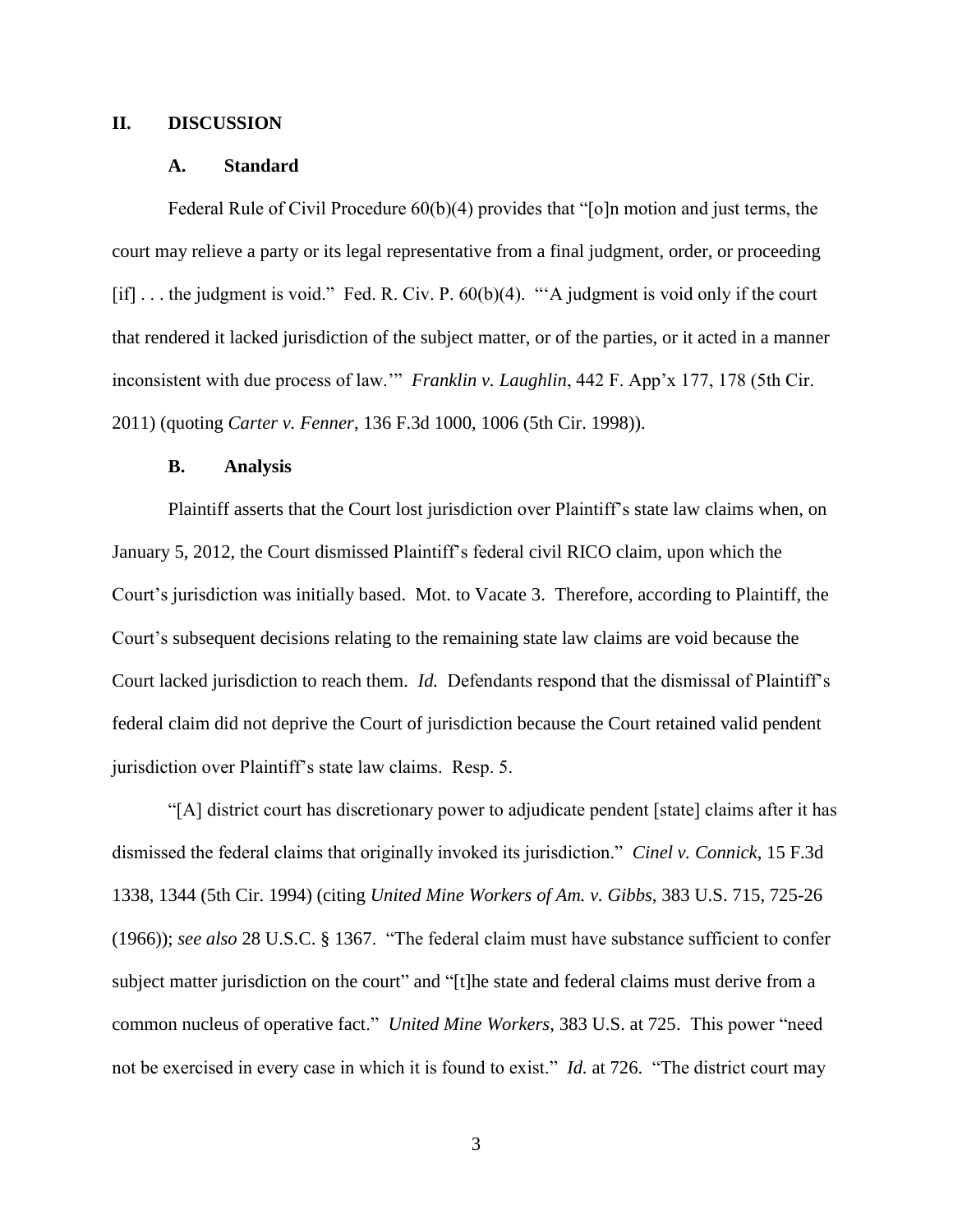## II. DISCUSSION

### A. Standard

Federal Rule of Civil Procedure 60(b)(4) provides that "[o]n motion and just terms, the court may relieve a party or its legal representative from a final judgment, order, or proceeding [if] . . . the judgment is void." Fed. R. Civ. P. 60(b)(4). "'A judgment is void only if the court that rendered it lacked jurisdiction of the subject matter, or of the parties, or it acted in a manner inconsistent with due process of law.'" *Franklin v. Laughlin*, 442 F. App'x 177, 178 (5th Cir. 2011) (quoting *Carter v. Fenner*, 136 F.3d 1000, 1006 (5th Cir. 1998)).

### B. Analysis

Plaintiff asserts that the Court lost jurisdiction over Plaintiff's state law claims when, on January 5, 2012, the Court dismissed Plaintiff's federal civil RICO claim, upon which the Court's jurisdiction was initially based. Mot. to Vacate 3. Therefore, according to Plaintiff, the Court's subsequent decisions relating to the remaining state law claims are void because the Court lacked jurisdiction to reach them. *Id.* Defendants respond that the dismissal of Plaintiff's federal claim did not deprive the Court of jurisdiction because the Court retained valid pendent jurisdiction over Plaintiff's state law claims. Resp. 5.

"[A] district court has discretionary power to adjudicate pendent [state] claims after it has dismissed the federal claims that originally invoked its jurisdiction." *Cinel v. Connick*, 15 F.3d 1338, 1344 (5th Cir. 1994) (citing *United Mine Workers of Am. v. Gibbs*, 383 U.S. 715, 725-26 (1966)); *see also* 28 U.S.C. § 1367. "The federal claim must have substance sufficient to confer subject matter jurisdiction on the court" and "[t]he state and federal claims must derive from a common nucleus of operative fact." *United Mine Workers*, 383 U.S. at 725. This power "need not be exercised in every case in which it is found to exist." *Id.* at 726. "The district court may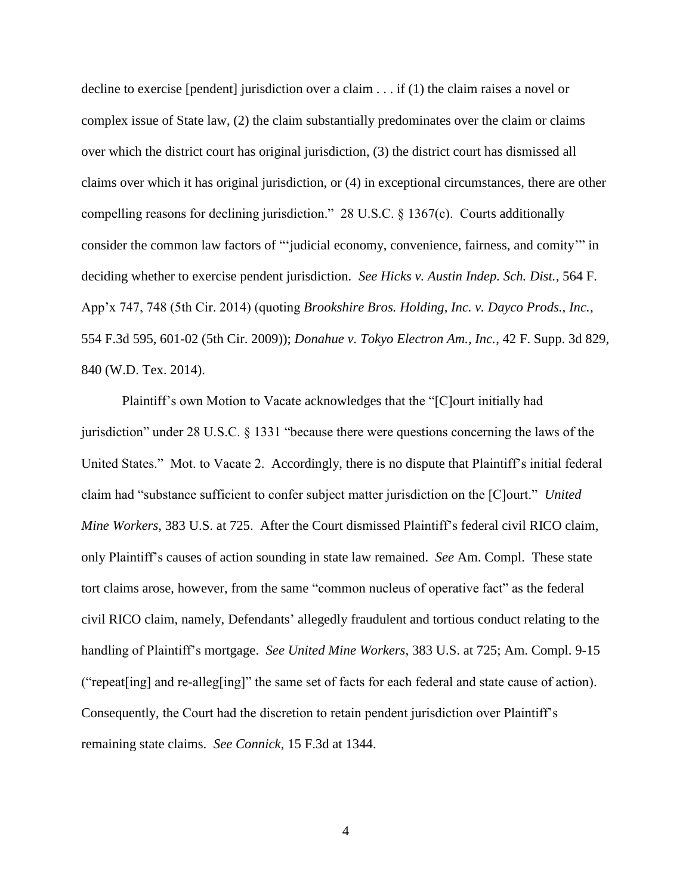decline to exercise [pendent] jurisdiction over a claim . . . if (1) the claim raises a novel or complex issue of State law, (2) the claim substantially predominates over the claim or claims over which the district court has original jurisdiction, (3) the district court has dismissed all claims over which it has original jurisdiction, or (4) in exceptional circumstances, there are other compelling reasons for declining jurisdiction." 28 U.S.C. § 1367(c). Courts additionally consider the common law factors of "'judicial economy, convenience, fairness, and comity'" in deciding whether to exercise pendent jurisdiction. *See Hicks v. Austin Indep. Sch. Dist.*, 564 F. App'x 747, 748 (5th Cir. 2014) (quoting *Brookshire Bros. Holding, Inc. v. Dayco Prods., Inc.*, 554 F.3d 595, 601-02 (5th Cir. 2009)); *Donahue v. Tokyo Electron Am., Inc.*, 42 F. Supp. 3d 829, 840 (W.D. Tex. 2014).

Plaintiff's own Motion to Vacate acknowledges that the "[C]ourt initially had jurisdiction" under 28 U.S.C. § 1331 "because there were questions concerning the laws of the United States." Mot. to Vacate 2. Accordingly, there is no dispute that Plaintiff's initial federal claim had "substance sufficient to confer subject matter jurisdiction on the [C]ourt." *United Mine Workers*, 383 U.S. at 725. After the Court dismissed Plaintiff's federal civil RICO claim, only Plaintiff's causes of action sounding in state law remained. *See* Am. Compl. These state tort claims arose, however, from the same "common nucleus of operative fact" as the federal civil RICO claim, namely, Defendants' allegedly fraudulent and tortious conduct relating to the handling of Plaintiff's mortgage. *See United Mine Workers*, 383 U.S. at 725; Am. Compl. 9-15 ("repeat[ing] and re-alleg[ing]" the same set of facts for each federal and state cause of action). Consequently, the Court had the discretion to retain pendent jurisdiction over Plaintiff's remaining state claims. *See Connick*, 15 F.3d at 1344.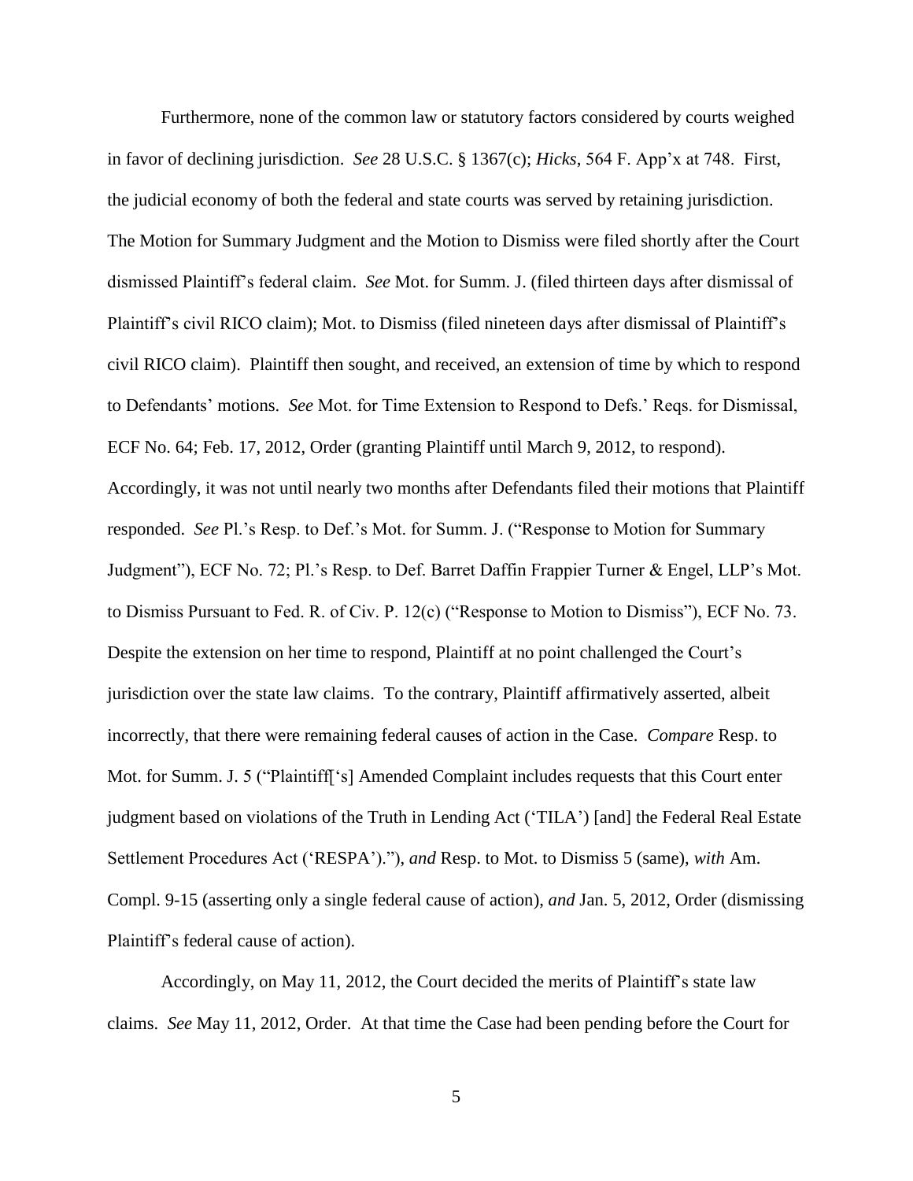Furthermore, none of the common law or statutory factors considered by courts weighed in favor of declining jurisdiction. *See* 28 U.S.C. § 1367(c); *Hicks*, 564 F. App'x at 748. First, the judicial economy of both the federal and state courts was served by retaining jurisdiction. The Motion for Summary Judgment and the Motion to Dismiss were filed shortly after the Court dismissed Plaintiff's federal claim. *See* Mot. for Summ. J. (filed thirteen days after dismissal of Plaintiff's civil RICO claim); Mot. to Dismiss (filed nineteen days after dismissal of Plaintiff's civil RICO claim). Plaintiff then sought, and received, an extension of time by which to respond to Defendants' motions. *See* Mot. for Time Extension to Respond to Defs.' Reqs. for Dismissal, ECF No. 64; Feb. 17, 2012, Order (granting Plaintiff until March 9, 2012, to respond). Accordingly, it was not until nearly two months after Defendants filed their motions that Plaintiff responded. *See* Pl.'s Resp. to Def.'s Mot. for Summ. J. ("Response to Motion for Summary Judgment"), ECF No. 72; Pl.'s Resp. to Def. Barret Daffin Frappier Turner & Engel, LLP's Mot. to Dismiss Pursuant to Fed. R. of Civ. P. 12(c) ("Response to Motion to Dismiss"), ECF No. 73. Despite the extension on her time to respond, Plaintiff at no point challenged the Court's jurisdiction over the state law claims. To the contrary, Plaintiff affirmatively asserted, albeit incorrectly, that there were remaining federal causes of action in the Case. *Compare* Resp. to Mot. for Summ. J. 5 ("Plaintiff['s] Amended Complaint includes requests that this Court enter judgment based on violations of the Truth in Lending Act ('TILA') [and] the Federal Real Estate Settlement Procedures Act ('RESPA')."), *and* Resp. to Mot. to Dismiss 5 (same), *with* Am. Compl. 9-15 (asserting only a single federal cause of action), *and* Jan. 5, 2012, Order (dismissing Plaintiff's federal cause of action).

Accordingly, on May 11, 2012, the Court decided the merits of Plaintiff's state law claims. *See* May 11, 2012, Order. At that time the Case had been pending before the Court for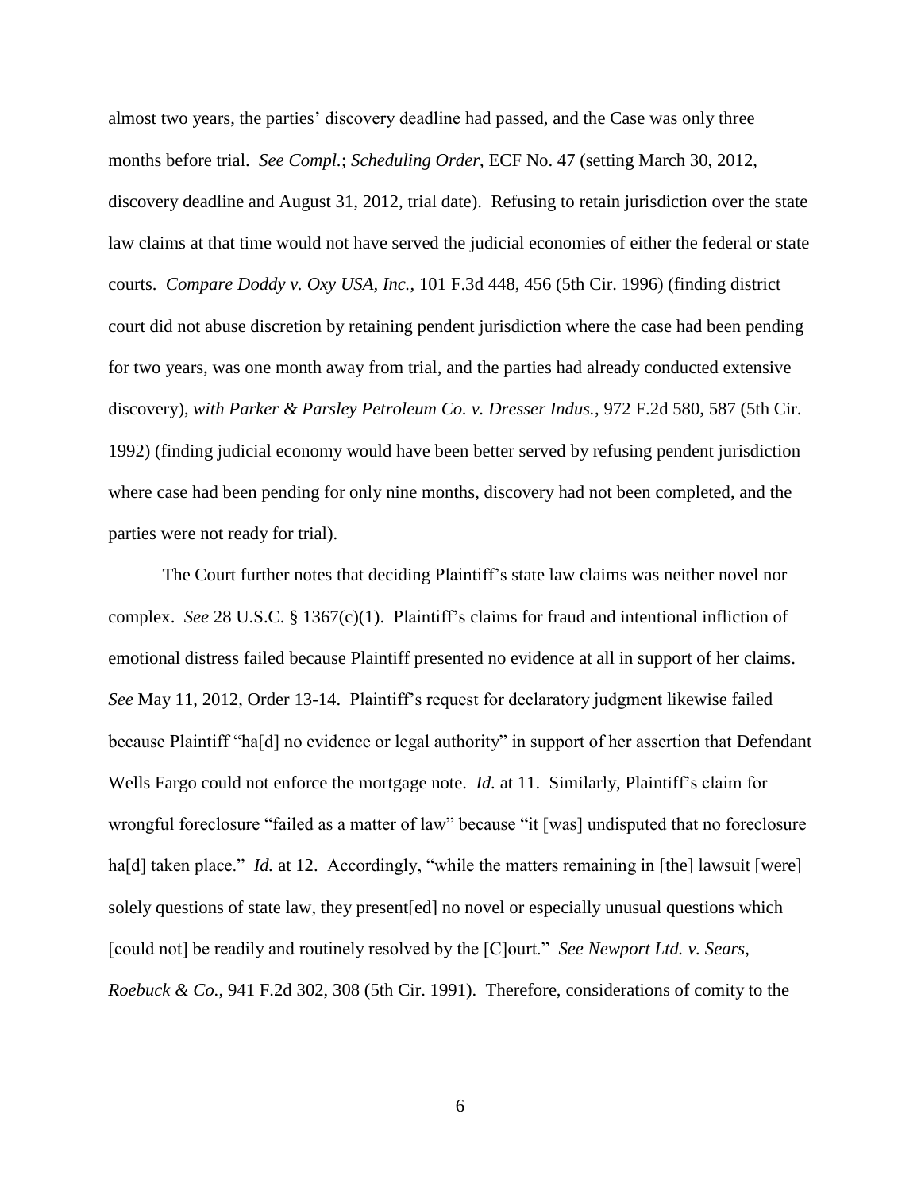almost two years, the parties' discovery deadline had passed, and the Case was only three months before trial. *See Compl.*; *Scheduling Order*, ECF No. 47 (setting March 30, 2012, discovery deadline and August 31, 2012, trial date). Refusing to retain jurisdiction over the state law claims at that time would not have served the judicial economies of either the federal or state courts. *Compare Doddy v. Oxy USA, Inc.*, 101 F.3d 448, 456 (5th Cir. 1996) (finding district court did not abuse discretion by retaining pendent jurisdiction where the case had been pending for two years, was one month away from trial, and the parties had already conducted extensive discovery), *with Parker & Parsley Petroleum Co. v. Dresser Indus.*, 972 F.2d 580, 587 (5th Cir. 1992) (finding judicial economy would have been better served by refusing pendent jurisdiction where case had been pending for only nine months, discovery had not been completed, and the parties were not ready for trial).

The Court further notes that deciding Plaintiff's state law claims was neither novel nor complex. *See* 28 U.S.C. § 1367(c)(1). Plaintiff's claims for fraud and intentional infliction of emotional distress failed because Plaintiff presented no evidence at all in support of her claims. *See* May 11, 2012, Order 13-14. Plaintiff's request for declaratory judgment likewise failed because Plaintiff "ha[d] no evidence or legal authority" in support of her assertion that Defendant Wells Fargo could not enforce the mortgage note. *Id.* at 11. Similarly, Plaintiff's claim for wrongful foreclosure "failed as a matter of law" because "it [was] undisputed that no foreclosure ha[d] taken place." *Id.* at 12. Accordingly, "while the matters remaining in [the] lawsuit [were] solely questions of state law, they present[ed] no novel or especially unusual questions which [could not] be readily and routinely resolved by the [C]ourt." *See Newport Ltd. v. Sears, Roebuck & Co.*, 941 F.2d 302, 308 (5th Cir. 1991). Therefore, considerations of comity to the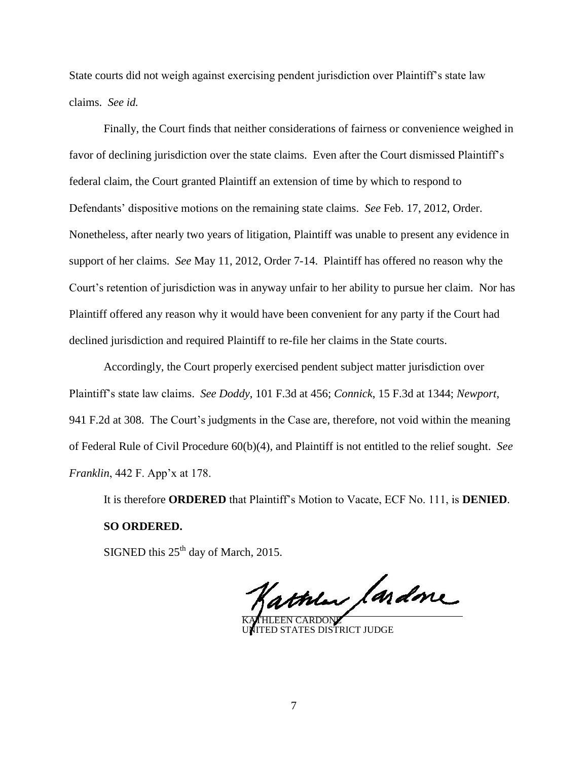State courts did not weigh against exercising pendent jurisdiction over Plaintiff's state law claims. *See id.*

Finally, the Court finds that neither considerations of fairness or convenience weighed in favor of declining jurisdiction over the state claims. Even after the Court dismissed Plaintiff's federal claim, the Court granted Plaintiff an extension of time by which to respond to Defendants' dispositive motions on the remaining state claims. *See* Feb. 17, 2012, Order. Nonetheless, after nearly two years of litigation, Plaintiff was unable to present any evidence in support of her claims. *See* May 11, 2012, Order 7-14. Plaintiff has offered no reason why the Court's retention of jurisdiction was in anyway unfair to her ability to pursue her claim. Nor has Plaintiff offered any reason why it would have been convenient for any party if the Court had declined jurisdiction and required Plaintiff to re-file her claims in the State courts.

Accordingly, the Court properly exercised pendent subject matter jurisdiction over Plaintiff's state law claims. *See Doddy*, 101 F.3d at 456; *Connick*, 15 F.3d at 1344; *Newport*, 941 F.2d at 308. The Court's judgments in the Case are, therefore, not void within the meaning of Federal Rule of Civil Procedure 60(b)(4), and Plaintiff is not entitled to the relief sought. *See Franklin*, 442 F. App'x at 178.

It is therefore **ORDERED** that Plaintiff's Motion to Vacate, ECF No. 111, is **DENIED**.

**SO ORDERED.**

SIGNED this 25th day of March, 2015.

Kathleen Cardone

KATHLEEN CARDONE
UNITED STATES DISTRICT JUDGE